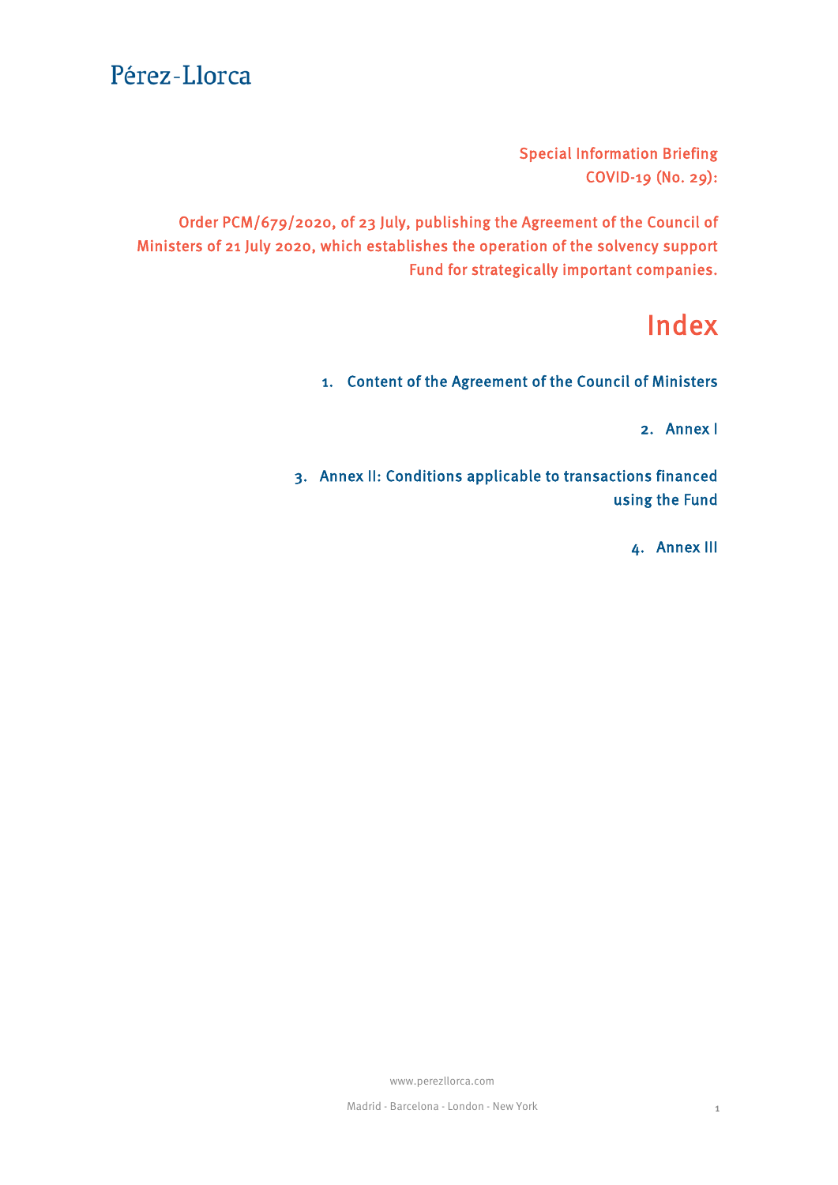Pérez-Llorca

Special Information Briefing
COVID-19 (No. 29):

Order PCM/679/2020, of 23 July, publishing the Agreement of the Council of Ministers of 21 July 2020, which establishes the operation of the solvency support Fund for strategically important companies.

# Index

1. Content of the Agreement of the Council of Ministers
2. Annex I
3. Annex II: Conditions applicable to transactions financed using the Fund
4. Annex III

www.perezllorca.com

Madrid - Barcelona - London - New York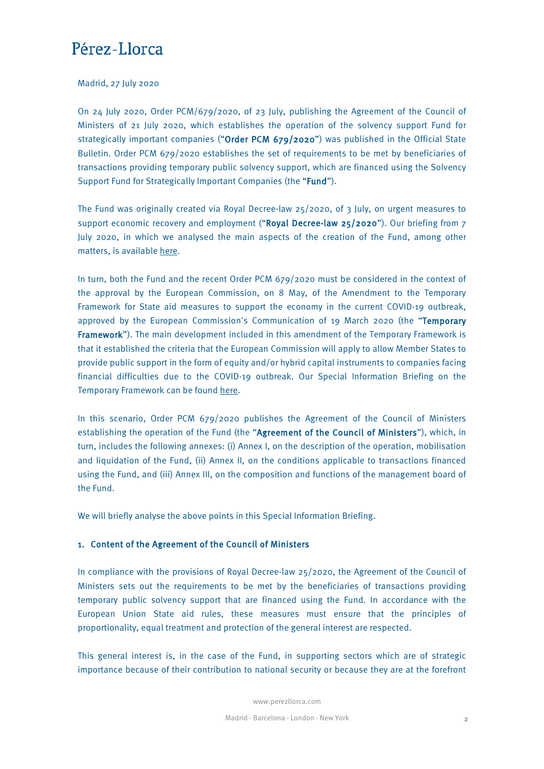Madrid, 27 July 2020

On 24 July 2020, Order PCM/679/2020, of 23 July, publishing the Agreement of the Council of Ministers of 21 July 2020, which establishes the operation of the solvency support Fund for strategically important companies ("**Order PCM 679/2020**") was published in the Official State Bulletin. Order PCM 679/2020 establishes the set of requirements to be met by beneficiaries of transactions providing temporary public solvency support, which are financed using the Solvency Support Fund for Strategically Important Companies (the "**Fund**").

The Fund was originally created via Royal Decree-law 25/2020, of 3 July, on urgent measures to support economic recovery and employment ("**Royal Decree-law 25/2020**"). Our briefing from 7 July 2020, in which we analysed the main aspects of the creation of the Fund, among other matters, is available here.

In turn, both the Fund and the recent Order PCM 679/2020 must be considered in the context of the approval by the European Commission, on 8 May, of the Amendment to the Temporary Framework for State aid measures to support the economy in the current COVID-19 outbreak, approved by the European Commission's Communication of 19 March 2020 (the "**Temporary Framework**"). The main development included in this amendment of the Temporary Framework is that it established the criteria that the European Commission will apply to allow Member States to provide public support in the form of equity and/or hybrid capital instruments to companies facing financial difficulties due to the COVID-19 outbreak. Our Special Information Briefing on the Temporary Framework can be found here.

In this scenario, Order PCM 679/2020 publishes the Agreement of the Council of Ministers establishing the operation of the Fund (the "**Agreement of the Council of Ministers**"), which, in turn, includes the following annexes: (i) Annex I, on the description of the operation, mobilisation and liquidation of the Fund, (ii) Annex II, on the conditions applicable to transactions financed using the Fund, and (iii) Annex III, on the composition and functions of the management board of the Fund.

We will briefly analyse the above points in this Special Information Briefing.

## 1. Content of the Agreement of the Council of Ministers

In compliance with the provisions of Royal Decree-law 25/2020, the Agreement of the Council of Ministers sets out the requirements to be met by the beneficiaries of transactions providing temporary public solvency support that are financed using the Fund. In accordance with the European Union State aid rules, these measures must ensure that the principles of proportionality, equal treatment and protection of the general interest are respected.

This general interest is, in the case of the Fund, in supporting sectors which are of strategic importance because of their contribution to national security or because they are at the forefront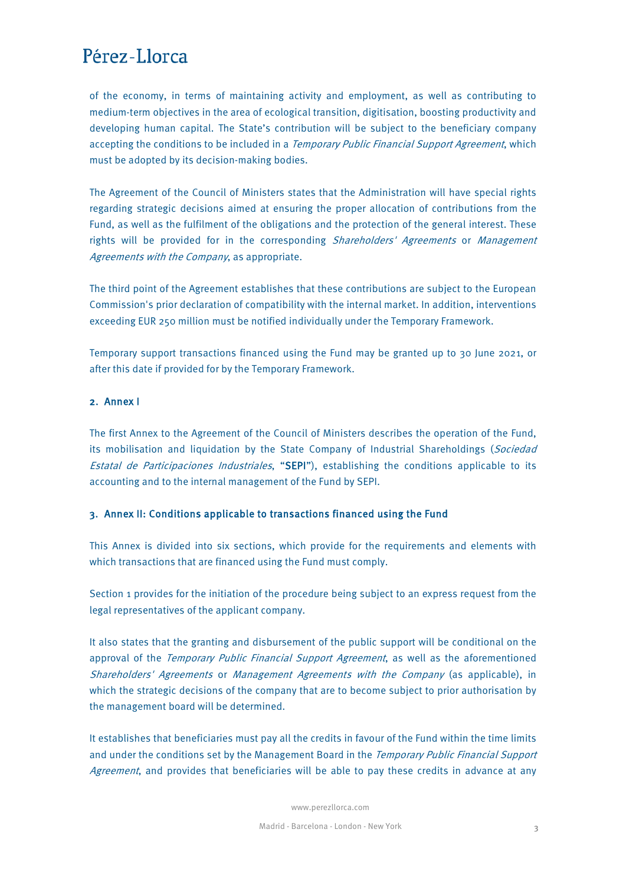of the economy, in terms of maintaining activity and employment, as well as contributing to medium-term objectives in the area of ecological transition, digitisation, boosting productivity and developing human capital. The State's contribution will be subject to the beneficiary company accepting the conditions to be included in a *Temporary Public Financial Support Agreement*, which must be adopted by its decision-making bodies.

The Agreement of the Council of Ministers states that the Administration will have special rights regarding strategic decisions aimed at ensuring the proper allocation of contributions from the Fund, as well as the fulfilment of the obligations and the protection of the general interest. These rights will be provided for in the corresponding *Shareholders' Agreements* or *Management Agreements with the Company*, as appropriate.

The third point of the Agreement establishes that these contributions are subject to the European Commission's prior declaration of compatibility with the internal market. In addition, interventions exceeding EUR 250 million must be notified individually under the Temporary Framework.

Temporary support transactions financed using the Fund may be granted up to 30 June 2021, or after this date if provided for by the Temporary Framework.

## 2. Annex I

The first Annex to the Agreement of the Council of Ministers describes the operation of the Fund, its mobilisation and liquidation by the State Company of Industrial Shareholdings (*Sociedad Estatal de Participaciones Industriales*, "**SEPI**"), establishing the conditions applicable to its accounting and to the internal management of the Fund by SEPI.

## 3. Annex II: Conditions applicable to transactions financed using the Fund

This Annex is divided into six sections, which provide for the requirements and elements with which transactions that are financed using the Fund must comply.

Section 1 provides for the initiation of the procedure being subject to an express request from the legal representatives of the applicant company.

It also states that the granting and disbursement of the public support will be conditional on the approval of the *Temporary Public Financial Support Agreement*, as well as the aforementioned *Shareholders' Agreements* or *Management Agreements with the Company* (as applicable), in which the strategic decisions of the company that are to become subject to prior authorisation by the management board will be determined.

It establishes that beneficiaries must pay all the credits in favour of the Fund within the time limits and under the conditions set by the Management Board in the *Temporary Public Financial Support Agreement*, and provides that beneficiaries will be able to pay these credits in advance at any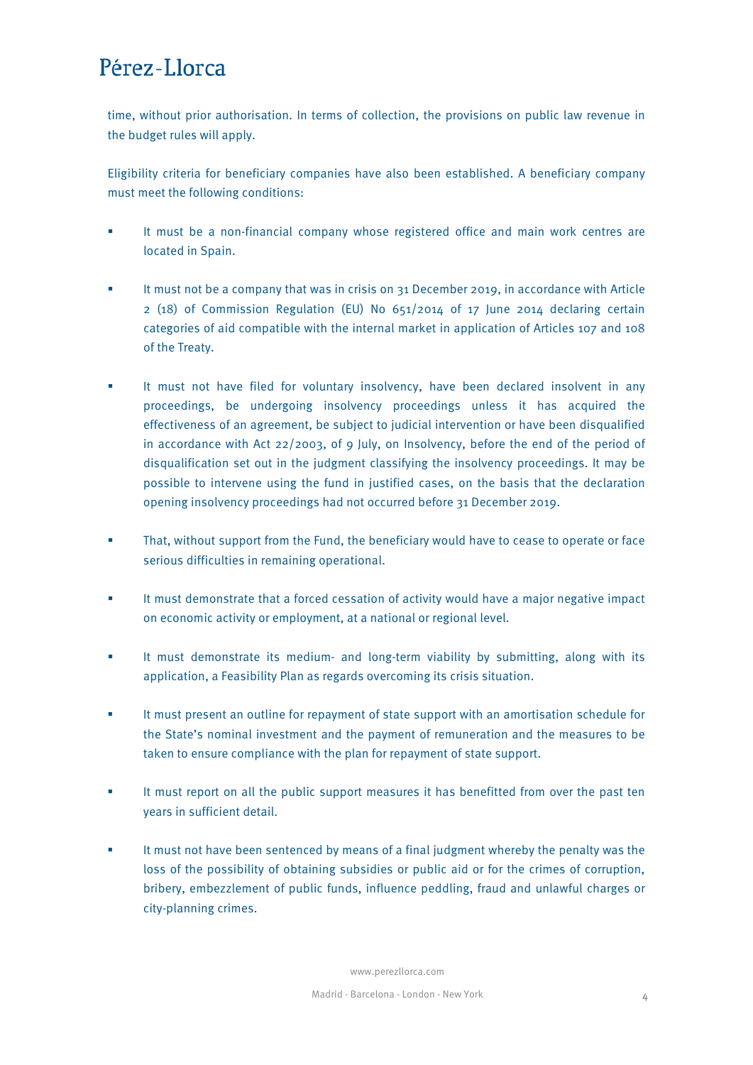time, without prior authorisation. In terms of collection, the provisions on public law revenue in the budget rules will apply.

Eligibility criteria for beneficiary companies have also been established. A beneficiary company must meet the following conditions:

- It must be a non-financial company whose registered office and main work centres are located in Spain.

- It must not be a company that was in crisis on 31 December 2019, in accordance with Article 2 (18) of Commission Regulation (EU) No 651/2014 of 17 June 2014 declaring certain categories of aid compatible with the internal market in application of Articles 107 and 108 of the Treaty.

- It must not have filed for voluntary insolvency, have been declared insolvent in any proceedings, be undergoing insolvency proceedings unless it has acquired the effectiveness of an agreement, be subject to judicial intervention or have been disqualified in accordance with Act 22/2003, of 9 July, on Insolvency, before the end of the period of disqualification set out in the judgment classifying the insolvency proceedings. It may be possible to intervene using the fund in justified cases, on the basis that the declaration opening insolvency proceedings had not occurred before 31 December 2019.

- That, without support from the Fund, the beneficiary would have to cease to operate or face serious difficulties in remaining operational.

- It must demonstrate that a forced cessation of activity would have a major negative impact on economic activity or employment, at a national or regional level.

- It must demonstrate its medium- and long-term viability by submitting, along with its application, a Feasibility Plan as regards overcoming its crisis situation.

- It must present an outline for repayment of state support with an amortisation schedule for the State's nominal investment and the payment of remuneration and the measures to be taken to ensure compliance with the plan for repayment of state support.

- It must report on all the public support measures it has benefitted from over the past ten years in sufficient detail.

- It must not have been sentenced by means of a final judgment whereby the penalty was the loss of the possibility of obtaining subsidies or public aid or for the crimes of corruption, bribery, embezzlement of public funds, influence peddling, fraud and unlawful charges or city-planning crimes.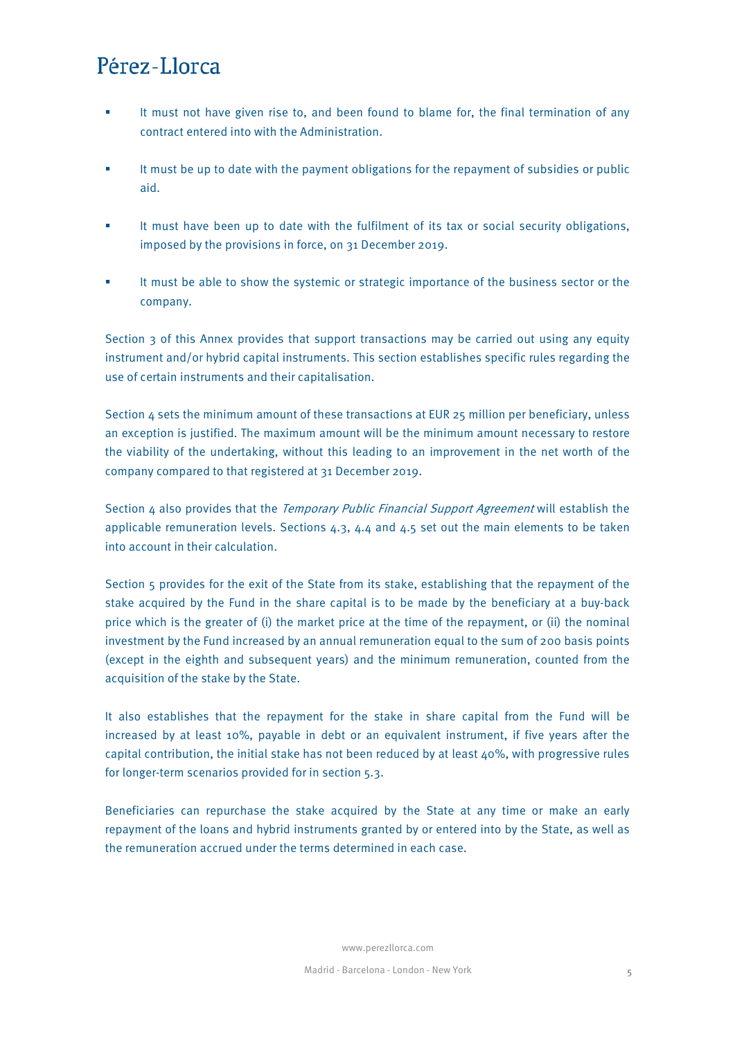- It must not have given rise to, and been found to blame for, the final termination of any contract entered into with the Administration.

- It must be up to date with the payment obligations for the repayment of subsidies or public aid.

- It must have been up to date with the fulfilment of its tax or social security obligations, imposed by the provisions in force, on 31 December 2019.

- It must be able to show the systemic or strategic importance of the business sector or the company.

Section 3 of this Annex provides that support transactions may be carried out using any equity instrument and/or hybrid capital instruments. This section establishes specific rules regarding the use of certain instruments and their capitalisation.

Section 4 sets the minimum amount of these transactions at EUR 25 million per beneficiary, unless an exception is justified. The maximum amount will be the minimum amount necessary to restore the viability of the undertaking, without this leading to an improvement in the net worth of the company compared to that registered at 31 December 2019.

Section 4 also provides that the *Temporary Public Financial Support Agreement* will establish the applicable remuneration levels. Sections 4.3, 4.4 and 4.5 set out the main elements to be taken into account in their calculation.

Section 5 provides for the exit of the State from its stake, establishing that the repayment of the stake acquired by the Fund in the share capital is to be made by the beneficiary at a buy-back price which is the greater of (i) the market price at the time of the repayment, or (ii) the nominal investment by the Fund increased by an annual remuneration equal to the sum of 200 basis points (except in the eighth and subsequent years) and the minimum remuneration, counted from the acquisition of the stake by the State.

It also establishes that the repayment for the stake in share capital from the Fund will be increased by at least 10%, payable in debt or an equivalent instrument, if five years after the capital contribution, the initial stake has not been reduced by at least 40%, with progressive rules for longer-term scenarios provided for in section 5.3.

Beneficiaries can repurchase the stake acquired by the State at any time or make an early repayment of the loans and hybrid instruments granted by or entered into by the State, as well as the remuneration accrued under the terms determined in each case.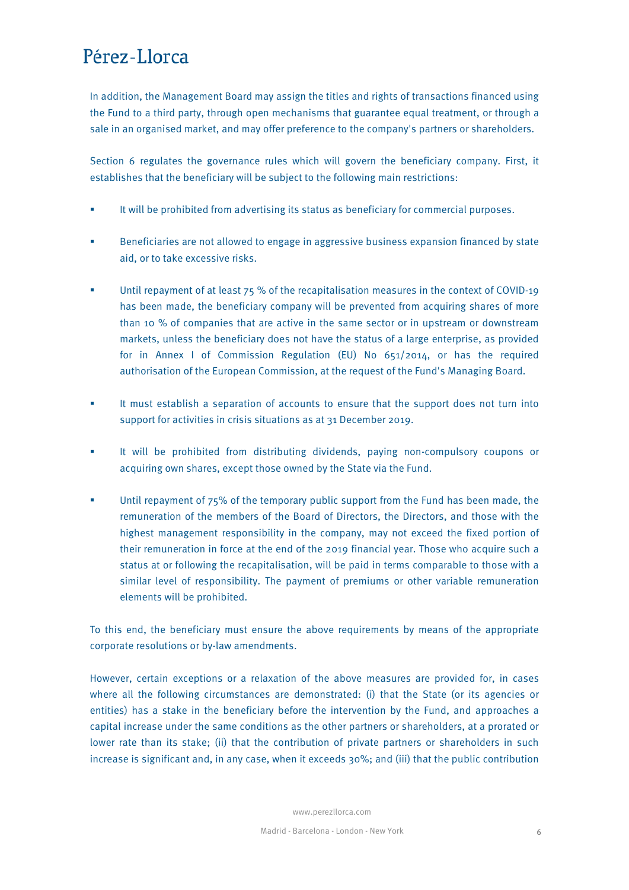In addition, the Management Board may assign the titles and rights of transactions financed using the Fund to a third party, through open mechanisms that guarantee equal treatment, or through a sale in an organised market, and may offer preference to the company's partners or shareholders.

Section 6 regulates the governance rules which will govern the beneficiary company. First, it establishes that the beneficiary will be subject to the following main restrictions:

- It will be prohibited from advertising its status as beneficiary for commercial purposes.
- Beneficiaries are not allowed to engage in aggressive business expansion financed by state aid, or to take excessive risks.
- Until repayment of at least 75 % of the recapitalisation measures in the context of COVID-19 has been made, the beneficiary company will be prevented from acquiring shares of more than 10 % of companies that are active in the same sector or in upstream or downstream markets, unless the beneficiary does not have the status of a large enterprise, as provided for in Annex I of Commission Regulation (EU) No 651/2014, or has the required authorisation of the European Commission, at the request of the Fund's Managing Board.
- It must establish a separation of accounts to ensure that the support does not turn into support for activities in crisis situations as at 31 December 2019.
- It will be prohibited from distributing dividends, paying non-compulsory coupons or acquiring own shares, except those owned by the State via the Fund.
- Until repayment of 75% of the temporary public support from the Fund has been made, the remuneration of the members of the Board of Directors, the Directors, and those with the highest management responsibility in the company, may not exceed the fixed portion of their remuneration in force at the end of the 2019 financial year. Those who acquire such a status at or following the recapitalisation, will be paid in terms comparable to those with a similar level of responsibility. The payment of premiums or other variable remuneration elements will be prohibited.

To this end, the beneficiary must ensure the above requirements by means of the appropriate corporate resolutions or by-law amendments.

However, certain exceptions or a relaxation of the above measures are provided for, in cases where all the following circumstances are demonstrated: (i) that the State (or its agencies or entities) has a stake in the beneficiary before the intervention by the Fund, and approaches a capital increase under the same conditions as the other partners or shareholders, at a prorated or lower rate than its stake; (ii) that the contribution of private partners or shareholders in such increase is significant and, in any case, when it exceeds 30%; and (iii) that the public contribution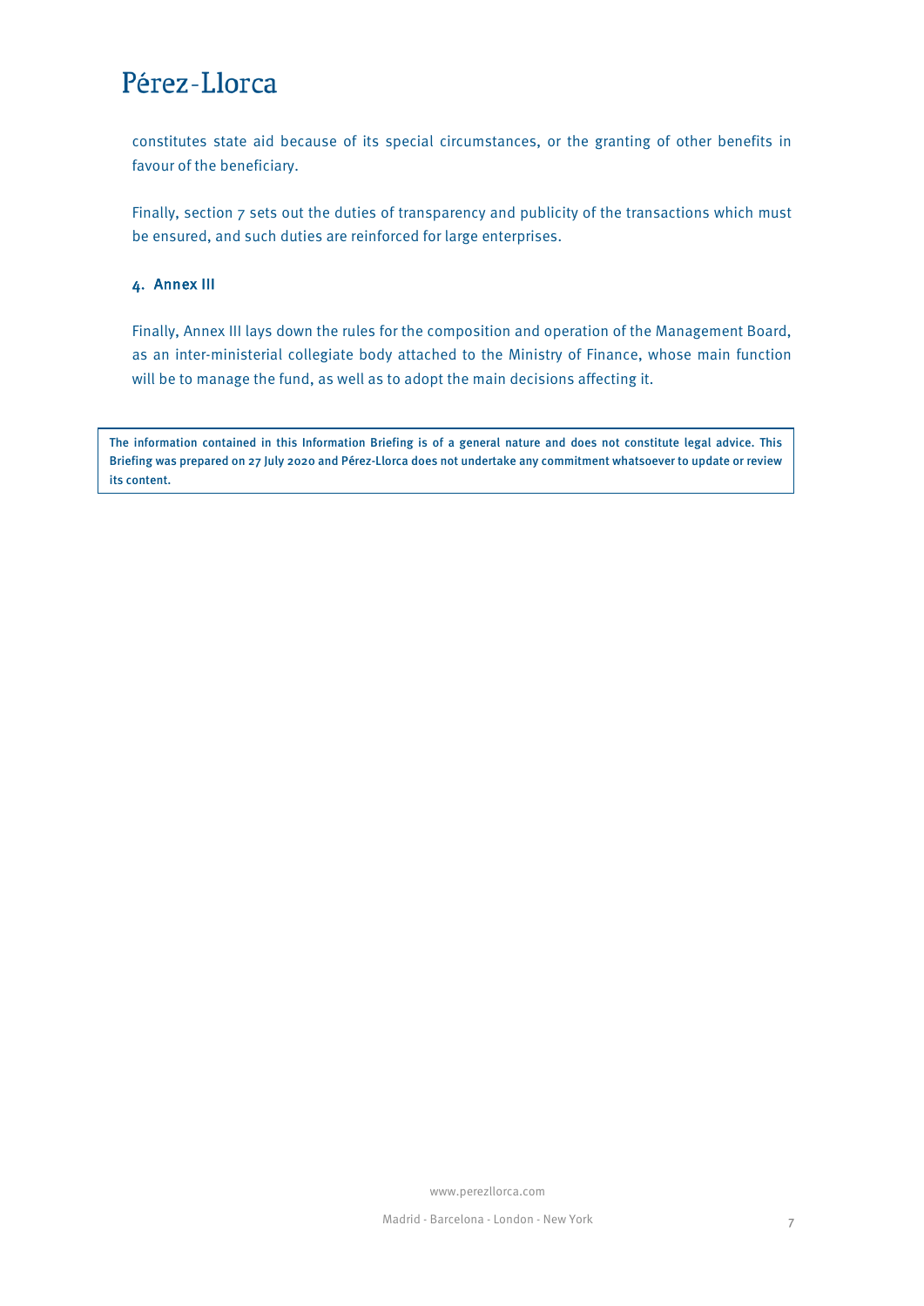constitutes state aid because of its special circumstances, or the granting of other benefits in favour of the beneficiary.

Finally, section 7 sets out the duties of transparency and publicity of the transactions which must be ensured, and such duties are reinforced for large enterprises.

### 4. Annex III

Finally, Annex III lays down the rules for the composition and operation of the Management Board, as an inter-ministerial collegiate body attached to the Ministry of Finance, whose main function will be to manage the fund, as well as to adopt the main decisions affecting it.

**The information contained in this Information Briefing is of a general nature and does not constitute legal advice. This Briefing was prepared on 27 July 2020 and Pérez-Llorca does not undertake any commitment whatsoever to update or review its content.**